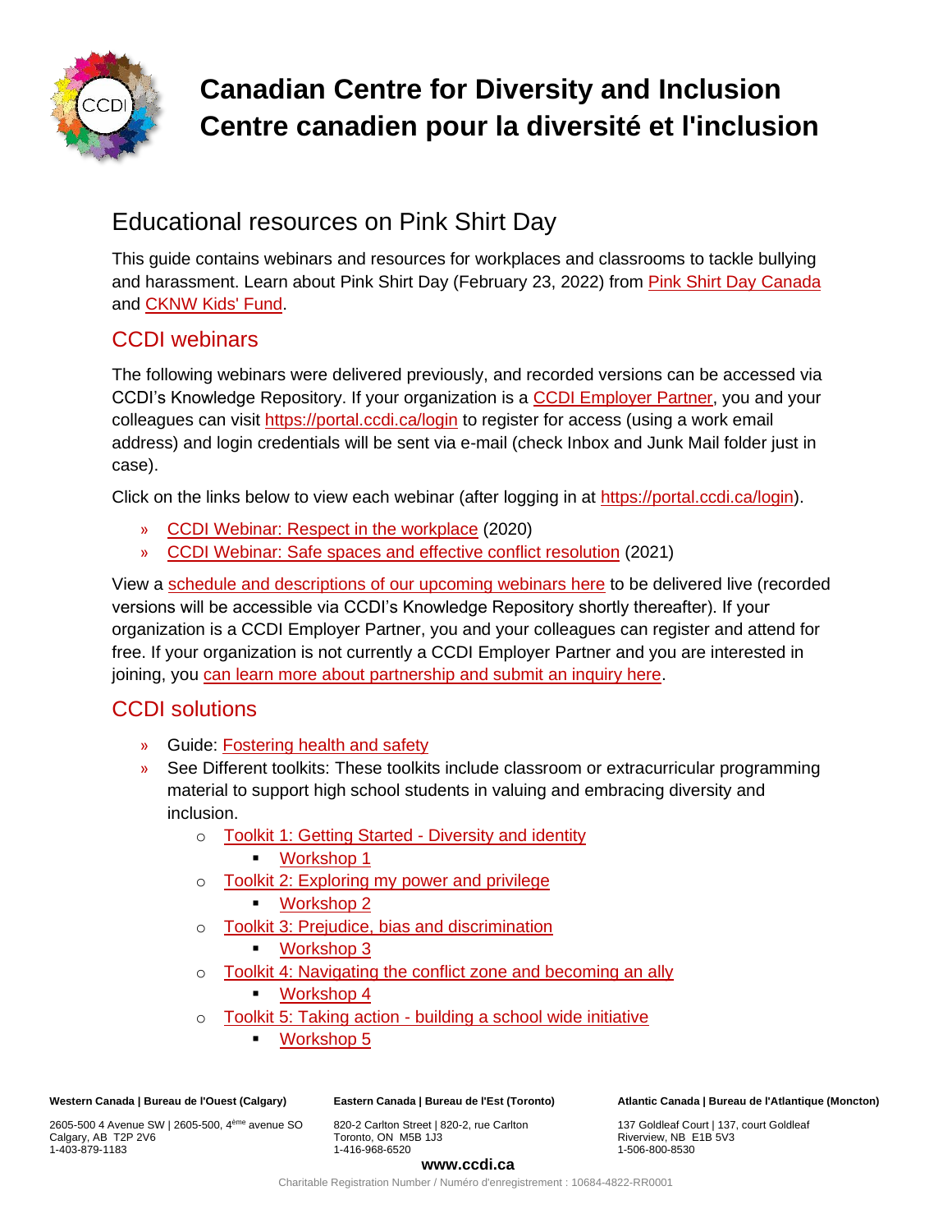# Canadian Centre for Diversity and Inclusion
# Centre canadien pour la diversité et l'inclusion

## Educational resources on Pink Shirt Day

This guide contains webinars and resources for workplaces and classrooms to tackle bullying and harassment. Learn about Pink Shirt Day (February 23, 2022) from Pink Shirt Day Canada and CKNW Kids' Fund.

### CCDI webinars

The following webinars were delivered previously, and recorded versions can be accessed via CCDI's Knowledge Repository. If your organization is a CCDI Employer Partner, you and your colleagues can visit https://portal.ccdi.ca/login to register for access (using a work email address) and login credentials will be sent via e-mail (check Inbox and Junk Mail folder just in case).

Click on the links below to view each webinar (after logging in at https://portal.ccdi.ca/login).

- CCDI Webinar: Respect in the workplace (2020)
- CCDI Webinar: Safe spaces and effective conflict resolution (2021)

View a schedule and descriptions of our upcoming webinars here to be delivered live (recorded versions will be accessible via CCDI's Knowledge Repository shortly thereafter). If your organization is a CCDI Employer Partner, you and your colleagues can register and attend for free. If your organization is not currently a CCDI Employer Partner and you are interested in joining, you can learn more about partnership and submit an inquiry here.

### CCDI solutions

- Guide: Fostering health and safety
- See Different toolkits: These toolkits include classroom or extracurricular programming material to support high school students in valuing and embracing diversity and inclusion.
  - Toolkit 1: Getting Started - Diversity and identity
    - Workshop 1
  - Toolkit 2: Exploring my power and privilege
    - Workshop 2
  - Toolkit 3: Prejudice, bias and discrimination
    - Workshop 3
  - Toolkit 4: Navigating the conflict zone and becoming an ally
    - Workshop 4
  - Toolkit 5: Taking action - building a school wide initiative
    - Workshop 5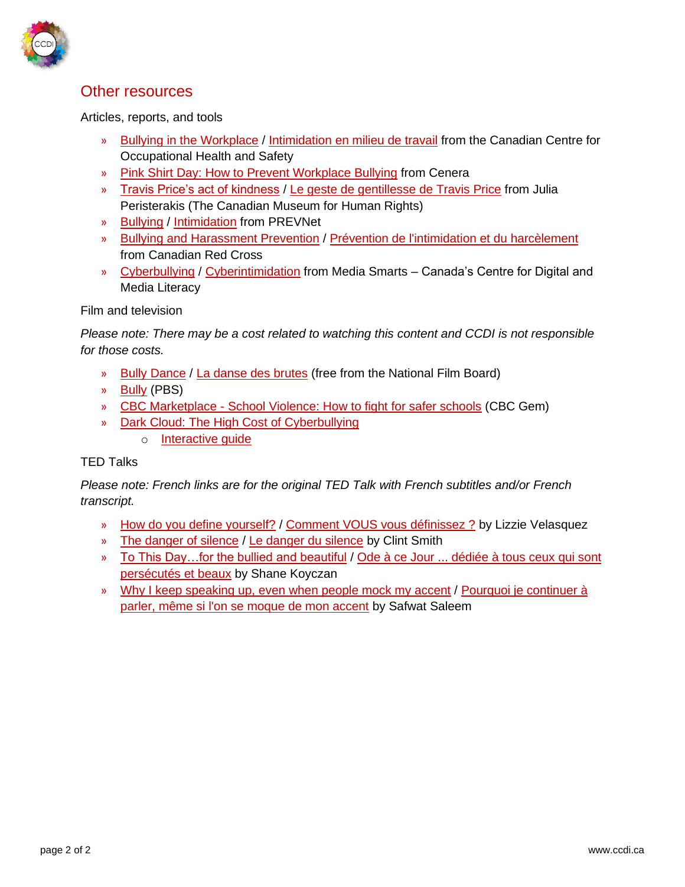## Other resources

Articles, reports, and tools

- Bullying in the Workplace / Intimidation en milieu de travail from the Canadian Centre for Occupational Health and Safety
- Pink Shirt Day: How to Prevent Workplace Bullying from Cenera
- Travis Price's act of kindness / Le geste de gentillesse de Travis Price from Julia Peristerakis (The Canadian Museum for Human Rights)
- Bullying / Intimidation from PREVNet
- Bullying and Harassment Prevention / Prévention de l'intimidation et du harcèlement from Canadian Red Cross
- Cyberbullying / Cyberintimidation from Media Smarts – Canada's Centre for Digital and Media Literacy

Film and television

*Please note: There may be a cost related to watching this content and CCDI is not responsible for those costs.*

- Bully Dance / La danse des brutes (free from the National Film Board)
- Bully (PBS)
- CBC Marketplace - School Violence: How to fight for safer schools (CBC Gem)
- Dark Cloud: The High Cost of Cyberbullying
  - Interactive guide

TED Talks

*Please note: French links are for the original TED Talk with French subtitles and/or French transcript.*

- How do you define yourself? / Comment VOUS vous définissez ? by Lizzie Velasquez
- The danger of silence / Le danger du silence by Clint Smith
- To This Day…for the bullied and beautiful / Ode à ce Jour ... dédiée à tous ceux qui sont persécutés et beaux by Shane Koyczan
- Why I keep speaking up, even when people mock my accent / Pourquoi je continuer à parler, même si l'on se moque de mon accent by Safwat Saleem